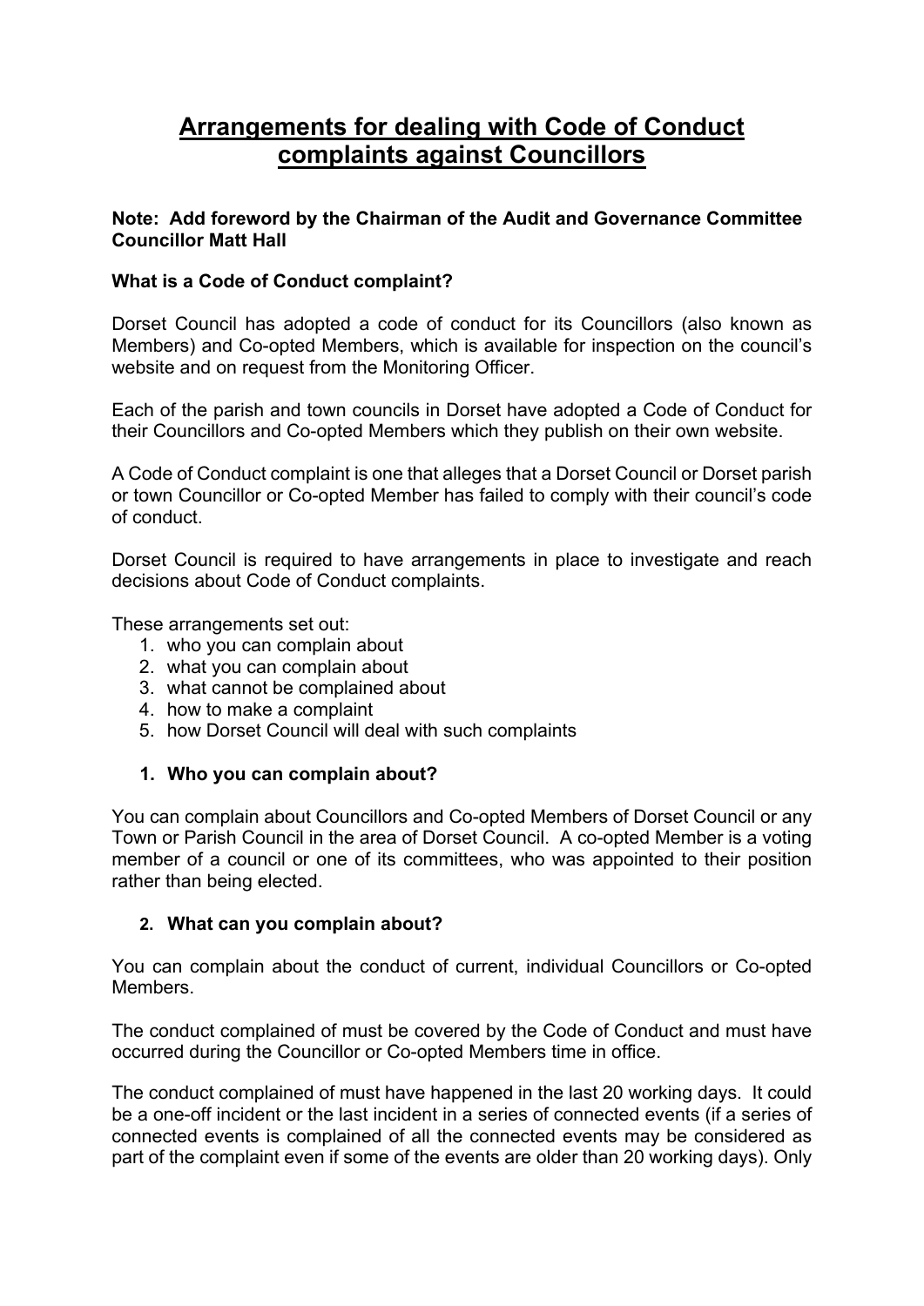# Arrangements for dealing with Code of Conduct complaints against Councillors

**Note: Add foreword by the Chairman of the Audit and Governance Committee Councillor Matt Hall**

**What is a Code of Conduct complaint?**

Dorset Council has adopted a code of conduct for its Councillors (also known as Members) and Co-opted Members, which is available for inspection on the council's website and on request from the Monitoring Officer.

Each of the parish and town councils in Dorset have adopted a Code of Conduct for their Councillors and Co-opted Members which they publish on their own website.

A Code of Conduct complaint is one that alleges that a Dorset Council or Dorset parish or town Councillor or Co-opted Member has failed to comply with their council's code of conduct.

Dorset Council is required to have arrangements in place to investigate and reach decisions about Code of Conduct complaints.

These arrangements set out:

1. who you can complain about
2. what you can complain about
3. what cannot be complained about
4. how to make a complaint
5. how Dorset Council will deal with such complaints

## 1. Who you can complain about?

You can complain about Councillors and Co-opted Members of Dorset Council or any Town or Parish Council in the area of Dorset Council. A co-opted Member is a voting member of a council or one of its committees, who was appointed to their position rather than being elected.

## 2. What can you complain about?

You can complain about the conduct of current, individual Councillors or Co-opted Members.

The conduct complained of must be covered by the Code of Conduct and must have occurred during the Councillor or Co-opted Members time in office.

The conduct complained of must have happened in the last 20 working days. It could be a one-off incident or the last incident in a series of connected events (if a series of connected events is complained of all the connected events may be considered as part of the complaint even if some of the events are older than 20 working days). Only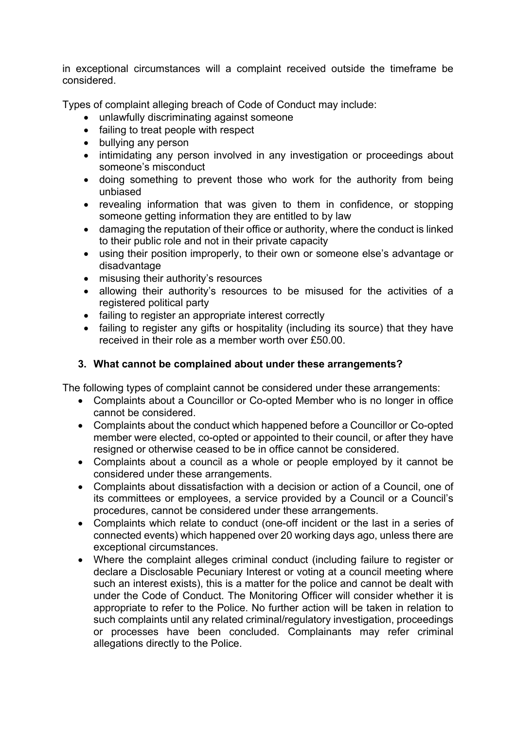in exceptional circumstances will a complaint received outside the timeframe be considered.

Types of complaint alleging breach of Code of Conduct may include:

- unlawfully discriminating against someone
- failing to treat people with respect
- bullying any person
- intimidating any person involved in any investigation or proceedings about someone's misconduct
- doing something to prevent those who work for the authority from being unbiased
- revealing information that was given to them in confidence, or stopping someone getting information they are entitled to by law
- damaging the reputation of their office or authority, where the conduct is linked to their public role and not in their private capacity
- using their position improperly, to their own or someone else's advantage or disadvantage
- misusing their authority's resources
- allowing their authority's resources to be misused for the activities of a registered political party
- failing to register an appropriate interest correctly
- failing to register any gifts or hospitality (including its source) that they have received in their role as a member worth over £50.00.

### 3. What cannot be complained about under these arrangements?

The following types of complaint cannot be considered under these arrangements:

- Complaints about a Councillor or Co-opted Member who is no longer in office cannot be considered.
- Complaints about the conduct which happened before a Councillor or Co-opted member were elected, co-opted or appointed to their council, or after they have resigned or otherwise ceased to be in office cannot be considered.
- Complaints about a council as a whole or people employed by it cannot be considered under these arrangements.
- Complaints about dissatisfaction with a decision or action of a Council, one of its committees or employees, a service provided by a Council or a Council's procedures, cannot be considered under these arrangements.
- Complaints which relate to conduct (one-off incident or the last in a series of connected events) which happened over 20 working days ago, unless there are exceptional circumstances.
- Where the complaint alleges criminal conduct (including failure to register or declare a Disclosable Pecuniary Interest or voting at a council meeting where such an interest exists), this is a matter for the police and cannot be dealt with under the Code of Conduct. The Monitoring Officer will consider whether it is appropriate to refer to the Police. No further action will be taken in relation to such complaints until any related criminal/regulatory investigation, proceedings or processes have been concluded. Complainants may refer criminal allegations directly to the Police.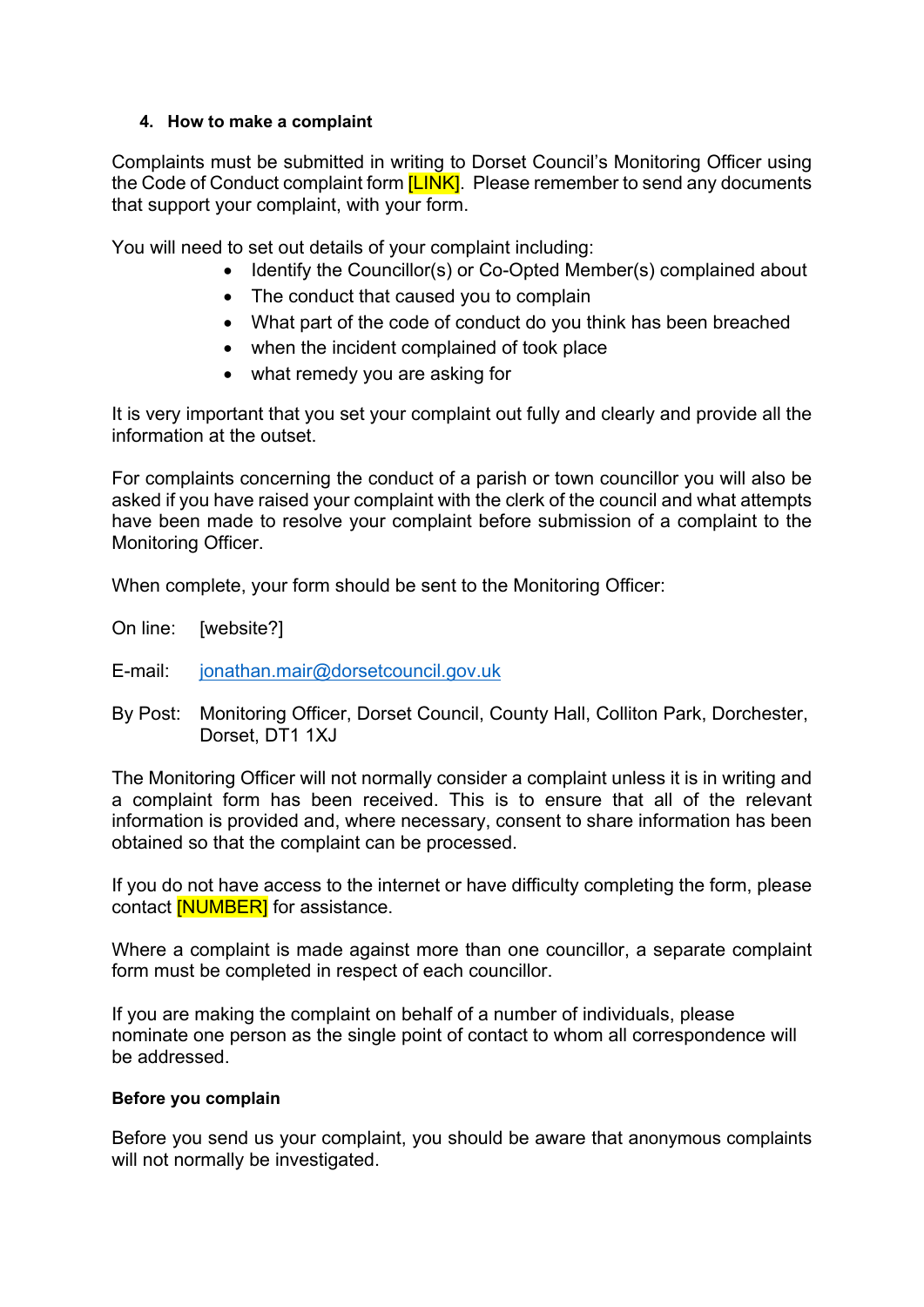## 4. How to make a complaint

Complaints must be submitted in writing to Dorset Council's Monitoring Officer using the Code of Conduct complaint form [LINK]. Please remember to send any documents that support your complaint, with your form.

You will need to set out details of your complaint including:

- Identify the Councillor(s) or Co-Opted Member(s) complained about
- The conduct that caused you to complain
- What part of the code of conduct do you think has been breached
- when the incident complained of took place
- what remedy you are asking for

It is very important that you set your complaint out fully and clearly and provide all the information at the outset.

For complaints concerning the conduct of a parish or town councillor you will also be asked if you have raised your complaint with the clerk of the council and what attempts have been made to resolve your complaint before submission of a complaint to the Monitoring Officer.

When complete, your form should be sent to the Monitoring Officer:

On line: [website?]

E-mail: jonathan.mair@dorsetcouncil.gov.uk

By Post: Monitoring Officer, Dorset Council, County Hall, Colliton Park, Dorchester, Dorset, DT1 1XJ

The Monitoring Officer will not normally consider a complaint unless it is in writing and a complaint form has been received. This is to ensure that all of the relevant information is provided and, where necessary, consent to share information has been obtained so that the complaint can be processed.

If you do not have access to the internet or have difficulty completing the form, please contact [NUMBER] for assistance.

Where a complaint is made against more than one councillor, a separate complaint form must be completed in respect of each councillor.

If you are making the complaint on behalf of a number of individuals, please nominate one person as the single point of contact to whom all correspondence will be addressed.

**Before you complain**

Before you send us your complaint, you should be aware that anonymous complaints will not normally be investigated.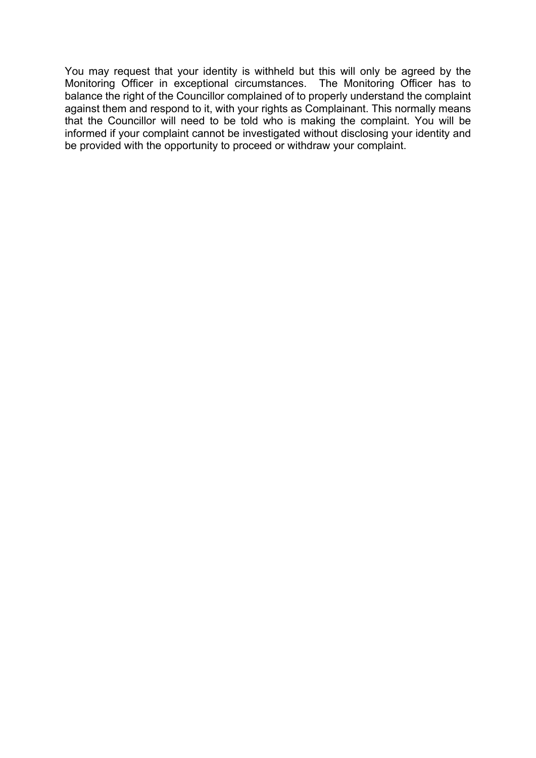You may request that your identity is withheld but this will only be agreed by the Monitoring Officer in exceptional circumstances. The Monitoring Officer has to balance the right of the Councillor complained of to properly understand the complaint against them and respond to it, with your rights as Complainant. This normally means that the Councillor will need to be told who is making the complaint. You will be informed if your complaint cannot be investigated without disclosing your identity and be provided with the opportunity to proceed or withdraw your complaint.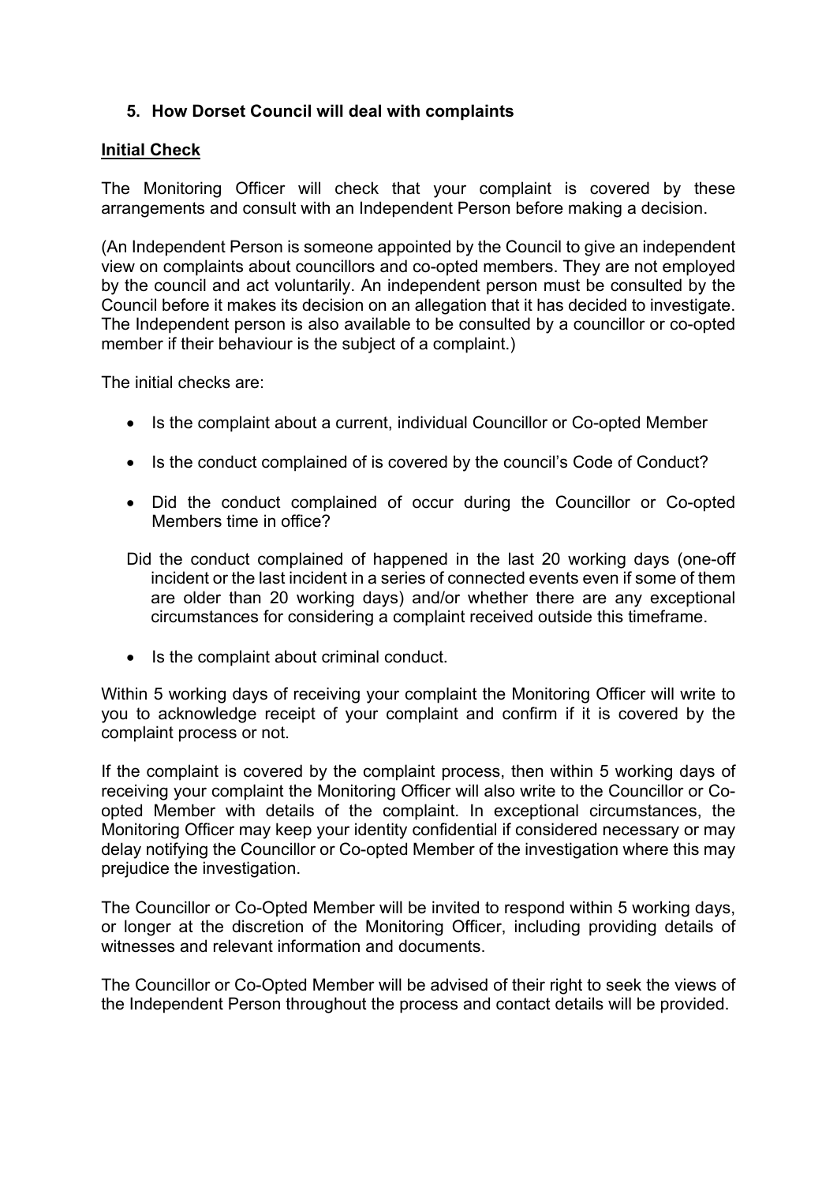## 5. How Dorset Council will deal with complaints

**Initial Check**

The Monitoring Officer will check that your complaint is covered by these arrangements and consult with an Independent Person before making a decision.

(An Independent Person is someone appointed by the Council to give an independent view on complaints about councillors and co-opted members. They are not employed by the council and act voluntarily. An independent person must be consulted by the Council before it makes its decision on an allegation that it has decided to investigate. The Independent person is also available to be consulted by a councillor or co-opted member if their behaviour is the subject of a complaint.)

The initial checks are:

- Is the complaint about a current, individual Councillor or Co-opted Member
- Is the conduct complained of is covered by the council's Code of Conduct?
- Did the conduct complained of occur during the Councillor or Co-opted Members time in office?

  Did the conduct complained of happened in the last 20 working days (one-off incident or the last incident in a series of connected events even if some of them are older than 20 working days) and/or whether there are any exceptional circumstances for considering a complaint received outside this timeframe.

- Is the complaint about criminal conduct.

Within 5 working days of receiving your complaint the Monitoring Officer will write to you to acknowledge receipt of your complaint and confirm if it is covered by the complaint process or not.

If the complaint is covered by the complaint process, then within 5 working days of receiving your complaint the Monitoring Officer will also write to the Councillor or Co-opted Member with details of the complaint. In exceptional circumstances, the Monitoring Officer may keep your identity confidential if considered necessary or may delay notifying the Councillor or Co-opted Member of the investigation where this may prejudice the investigation.

The Councillor or Co-Opted Member will be invited to respond within 5 working days, or longer at the discretion of the Monitoring Officer, including providing details of witnesses and relevant information and documents.

The Councillor or Co-Opted Member will be advised of their right to seek the views of the Independent Person throughout the process and contact details will be provided.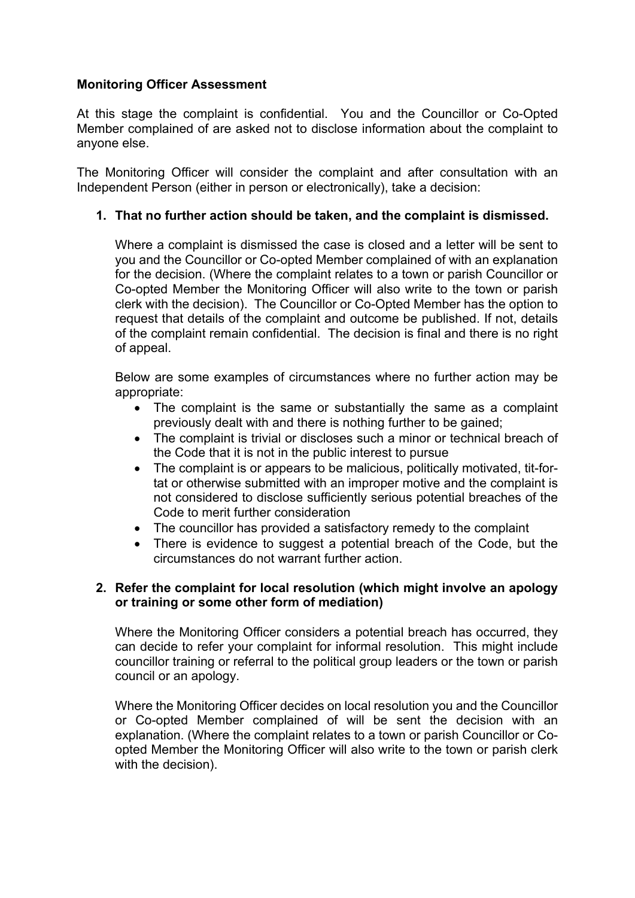**Monitoring Officer Assessment**

At this stage the complaint is confidential. You and the Councillor or Co-Opted Member complained of are asked not to disclose information about the complaint to anyone else.

The Monitoring Officer will consider the complaint and after consultation with an Independent Person (either in person or electronically), take a decision:

1. **That no further action should be taken, and the complaint is dismissed.**

   Where a complaint is dismissed the case is closed and a letter will be sent to you and the Councillor or Co-opted Member complained of with an explanation for the decision. (Where the complaint relates to a town or parish Councillor or Co-opted Member the Monitoring Officer will also write to the town or parish clerk with the decision). The Councillor or Co-Opted Member has the option to request that details of the complaint and outcome be published. If not, details of the complaint remain confidential. The decision is final and there is no right of appeal.

   Below are some examples of circumstances where no further action may be appropriate:

   - The complaint is the same or substantially the same as a complaint previously dealt with and there is nothing further to be gained;
   - The complaint is trivial or discloses such a minor or technical breach of the Code that it is not in the public interest to pursue
   - The complaint is or appears to be malicious, politically motivated, tit-for-tat or otherwise submitted with an improper motive and the complaint is not considered to disclose sufficiently serious potential breaches of the Code to merit further consideration
   - The councillor has provided a satisfactory remedy to the complaint
   - There is evidence to suggest a potential breach of the Code, but the circumstances do not warrant further action.

2. **Refer the complaint for local resolution (which might involve an apology or training or some other form of mediation)**

   Where the Monitoring Officer considers a potential breach has occurred, they can decide to refer your complaint for informal resolution. This might include councillor training or referral to the political group leaders or the town or parish council or an apology.

   Where the Monitoring Officer decides on local resolution you and the Councillor or Co-opted Member complained of will be sent the decision with an explanation. (Where the complaint relates to a town or parish Councillor or Co-opted Member the Monitoring Officer will also write to the town or parish clerk with the decision).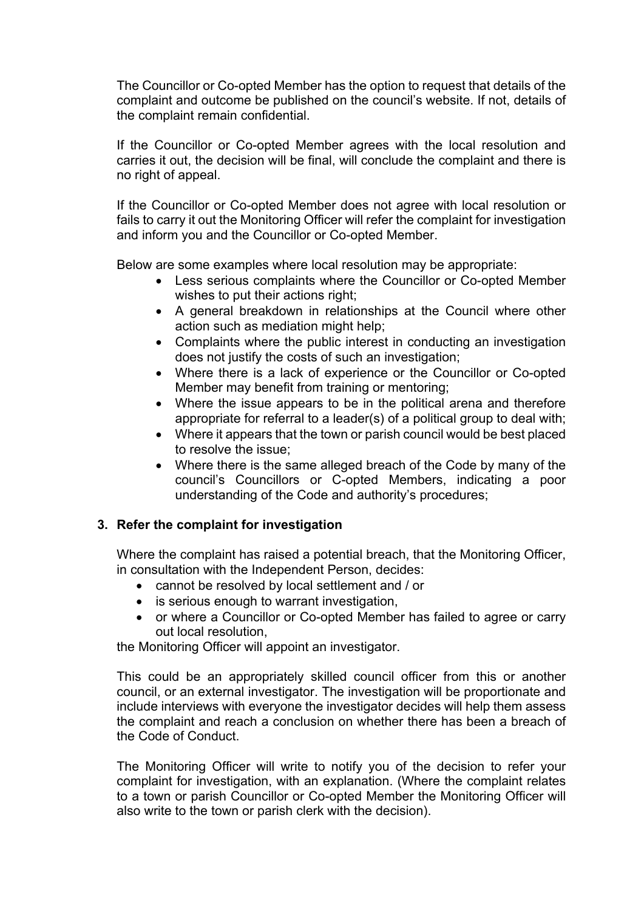The Councillor or Co-opted Member has the option to request that details of the complaint and outcome be published on the council's website. If not, details of the complaint remain confidential.

If the Councillor or Co-opted Member agrees with the local resolution and carries it out, the decision will be final, will conclude the complaint and there is no right of appeal.

If the Councillor or Co-opted Member does not agree with local resolution or fails to carry it out the Monitoring Officer will refer the complaint for investigation and inform you and the Councillor or Co-opted Member.

Below are some examples where local resolution may be appropriate:

- Less serious complaints where the Councillor or Co-opted Member wishes to put their actions right;
- A general breakdown in relationships at the Council where other action such as mediation might help;
- Complaints where the public interest in conducting an investigation does not justify the costs of such an investigation;
- Where there is a lack of experience or the Councillor or Co-opted Member may benefit from training or mentoring;
- Where the issue appears to be in the political arena and therefore appropriate for referral to a leader(s) of a political group to deal with;
- Where it appears that the town or parish council would be best placed to resolve the issue;
- Where there is the same alleged breach of the Code by many of the council's Councillors or C-opted Members, indicating a poor understanding of the Code and authority's procedures;

**3. Refer the complaint for investigation**

Where the complaint has raised a potential breach, that the Monitoring Officer, in consultation with the Independent Person, decides:

- cannot be resolved by local settlement and / or
- is serious enough to warrant investigation,
- or where a Councillor or Co-opted Member has failed to agree or carry out local resolution,

the Monitoring Officer will appoint an investigator.

This could be an appropriately skilled council officer from this or another council, or an external investigator. The investigation will be proportionate and include interviews with everyone the investigator decides will help them assess the complaint and reach a conclusion on whether there has been a breach of the Code of Conduct.

The Monitoring Officer will write to notify you of the decision to refer your complaint for investigation, with an explanation. (Where the complaint relates to a town or parish Councillor or Co-opted Member the Monitoring Officer will also write to the town or parish clerk with the decision).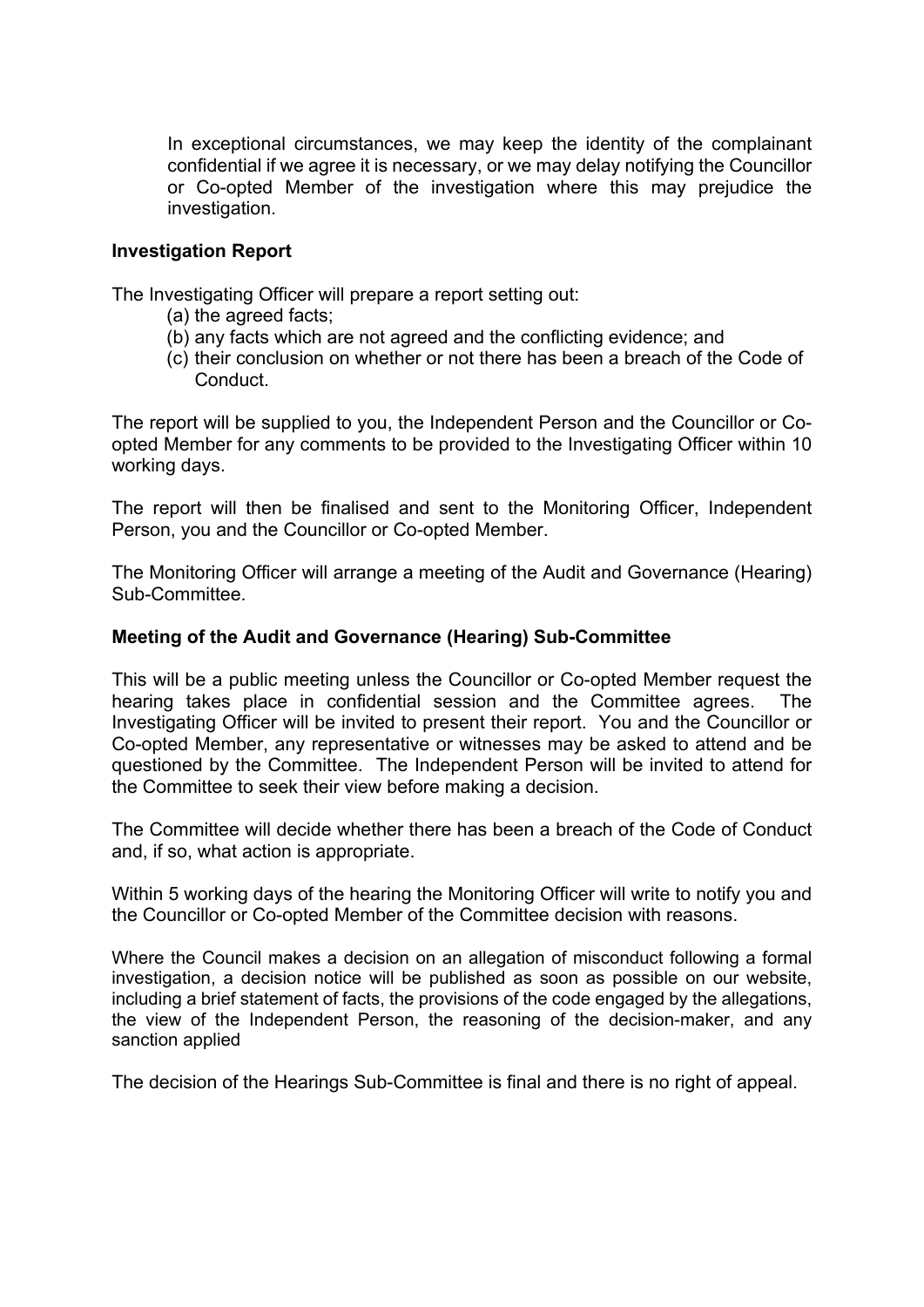In exceptional circumstances, we may keep the identity of the complainant confidential if we agree it is necessary, or we may delay notifying the Councillor or Co-opted Member of the investigation where this may prejudice the investigation.

**Investigation Report**

The Investigating Officer will prepare a report setting out:

(a) the agreed facts;
(b) any facts which are not agreed and the conflicting evidence; and
(c) their conclusion on whether or not there has been a breach of the Code of Conduct.

The report will be supplied to you, the Independent Person and the Councillor or Co-opted Member for any comments to be provided to the Investigating Officer within 10 working days.

The report will then be finalised and sent to the Monitoring Officer, Independent Person, you and the Councillor or Co-opted Member.

The Monitoring Officer will arrange a meeting of the Audit and Governance (Hearing) Sub-Committee.

**Meeting of the Audit and Governance (Hearing) Sub-Committee**

This will be a public meeting unless the Councillor or Co-opted Member request the hearing takes place in confidential session and the Committee agrees. The Investigating Officer will be invited to present their report. You and the Councillor or Co-opted Member, any representative or witnesses may be asked to attend and be questioned by the Committee. The Independent Person will be invited to attend for the Committee to seek their view before making a decision.

The Committee will decide whether there has been a breach of the Code of Conduct and, if so, what action is appropriate.

Within 5 working days of the hearing the Monitoring Officer will write to notify you and the Councillor or Co-opted Member of the Committee decision with reasons.

Where the Council makes a decision on an allegation of misconduct following a formal investigation, a decision notice will be published as soon as possible on our website, including a brief statement of facts, the provisions of the code engaged by the allegations, the view of the Independent Person, the reasoning of the decision-maker, and any sanction applied

The decision of the Hearings Sub-Committee is final and there is no right of appeal.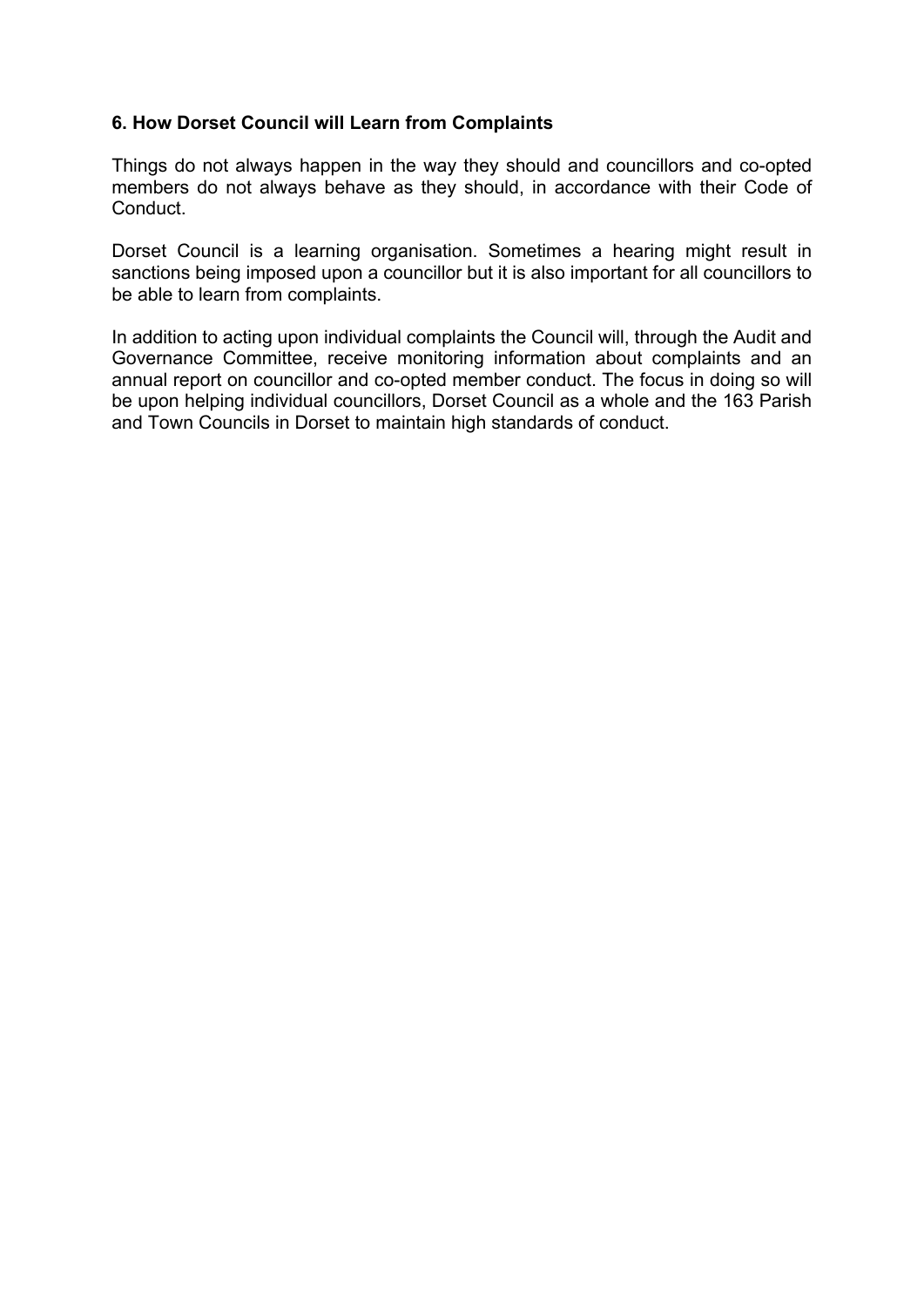### 6. How Dorset Council will Learn from Complaints

Things do not always happen in the way they should and councillors and co-opted members do not always behave as they should, in accordance with their Code of Conduct.

Dorset Council is a learning organisation. Sometimes a hearing might result in sanctions being imposed upon a councillor but it is also important for all councillors to be able to learn from complaints.

In addition to acting upon individual complaints the Council will, through the Audit and Governance Committee, receive monitoring information about complaints and an annual report on councillor and co-opted member conduct. The focus in doing so will be upon helping individual councillors, Dorset Council as a whole and the 163 Parish and Town Councils in Dorset to maintain high standards of conduct.